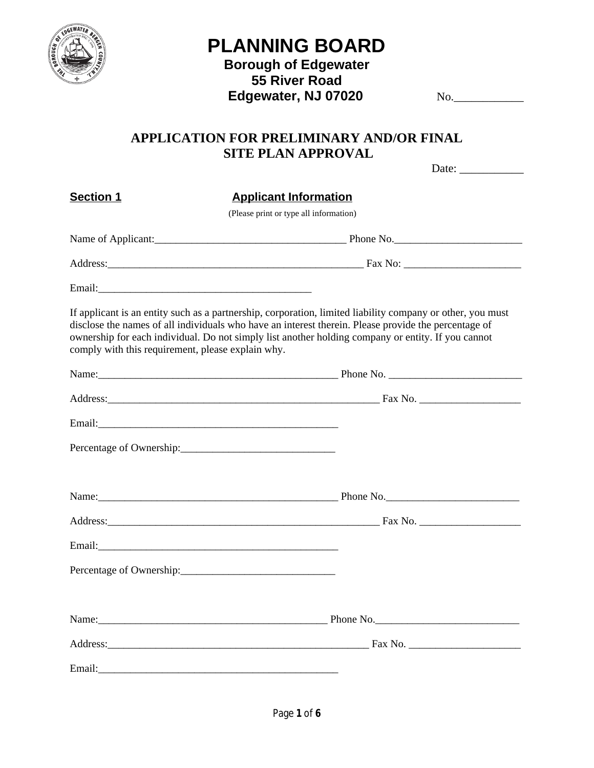# PLANNING BOARD

**Borough of Edgewater**
**55 River Road**
**Edgewater, NJ 07020**

No.____________

## APPLICATION FOR PRELIMINARY AND/OR FINAL SITE PLAN APPROVAL

Date: ___________

**Section 1** **Applicant Information**

(Please print or type all information)

Name of Applicant:____________________________________ Phone No.________________________

Address:__________________________________________________ Fax No: ______________________

Email:________________________________________

If applicant is an entity such as a partnership, corporation, limited liability company or other, you must disclose the names of all individuals who have an interest therein. Please provide the percentage of ownership for each individual. Do not simply list another holding company or entity. If you cannot comply with this requirement, please explain why.

Name:_____________________________________________ Phone No. _________________________

Address:_____________________________________________________ Fax No. ___________________

Email:_____________________________________________

Percentage of Ownership:_____________________________

Name:_____________________________________________ Phone No._________________________

Address:_____________________________________________________ Fax No. ___________________

Email:_____________________________________________

Percentage of Ownership:_____________________________

Name:___________________________________________ Phone No.___________________________

Address:__________________________________________________ Fax No. _____________________

Email:_____________________________________________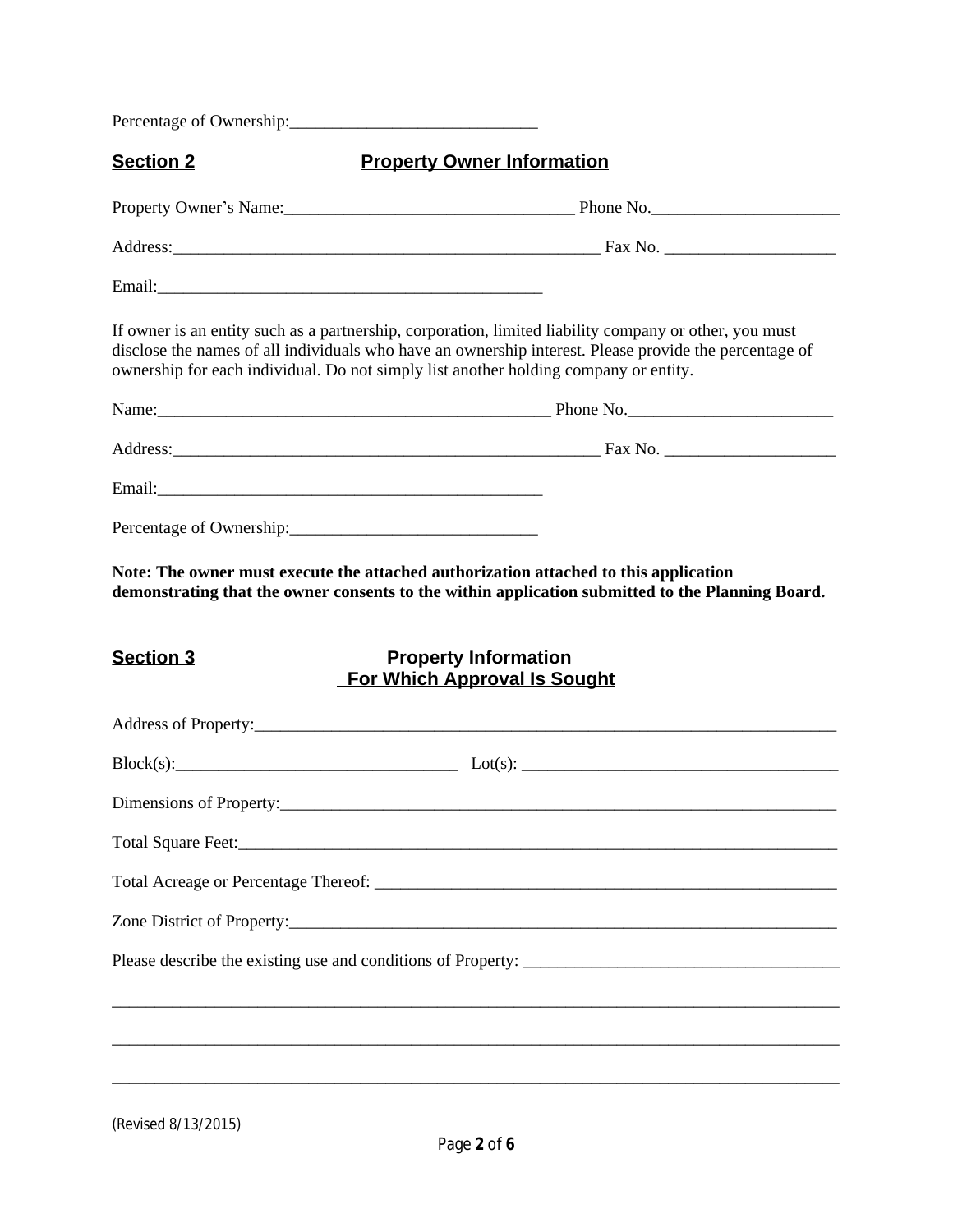Percentage of Ownership:_____________________________

## Section 2 — Property Owner Information

Property Owner's Name:__________________________________ Phone No.______________________

Address:___________________________________________________ Fax No. ____________________

Email:______________________________________________

If owner is an entity such as a partnership, corporation, limited liability company or other, you must disclose the names of all individuals who have an ownership interest. Please provide the percentage of ownership for each individual. Do not simply list another holding company or entity.

Name:_______________________________________________ Phone No._________________________

Address:___________________________________________________ Fax No. ____________________

Email:______________________________________________

Percentage of Ownership:_____________________________

**Note: The owner must execute the attached authorization attached to this application demonstrating that the owner consents to the within application submitted to the Planning Board.**

## Section 3 — Property Information For Which Approval Is Sought

Address of Property:_______________________________________________________________________

Block(s):_________________________________ Lot(s): _____________________________________

Dimensions of Property:____________________________________________________________________

Total Square Feet:_________________________________________________________________________

Total Acreage or Percentage Thereof: _______________________________________________________

Zone District of Property:__________________________________________________________________

Please describe the existing use and conditions of Property: _____________________________________

___________________________________________________________________________________

___________________________________________________________________________________

___________________________________________________________________________________

(Revised 8/13/2015)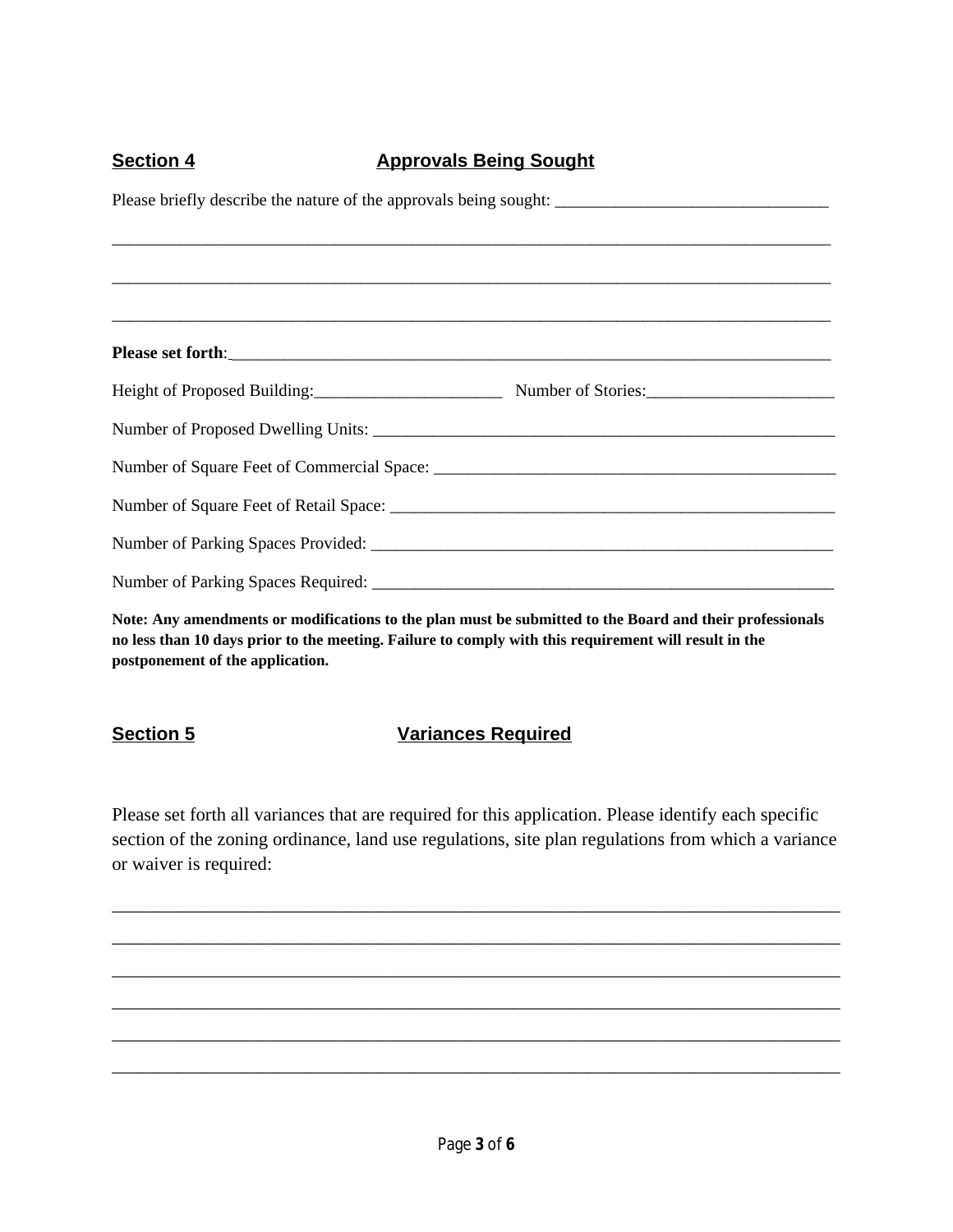## Section 4 Approvals Being Sought

Please briefly describe the nature of the approvals being sought: ________________________________

_____________________________________________________________________________________

_____________________________________________________________________________________

_____________________________________________________________________________________

**Please set forth**:____________________________________________________________________

Height of Proposed Building:______________________ Number of Stories:______________________

Number of Proposed Dwelling Units: ________________________________________________________

Number of Square Feet of Commercial Space: _________________________________________________

Number of Square Feet of Retail Space: _____________________________________________________

Number of Parking Spaces Provided: ________________________________________________________

Number of Parking Spaces Required: ________________________________________________________

**Note: Any amendments or modifications to the plan must be submitted to the Board and their professionals no less than 10 days prior to the meeting. Failure to comply with this requirement will result in the postponement of the application.**

## Section 5 Variances Required

Please set forth all variances that are required for this application. Please identify each specific section of the zoning ordinance, land use regulations, site plan regulations from which a variance or waiver is required:

_____________________________________________________________________________________

_____________________________________________________________________________________

_____________________________________________________________________________________

_____________________________________________________________________________________

_____________________________________________________________________________________

_____________________________________________________________________________________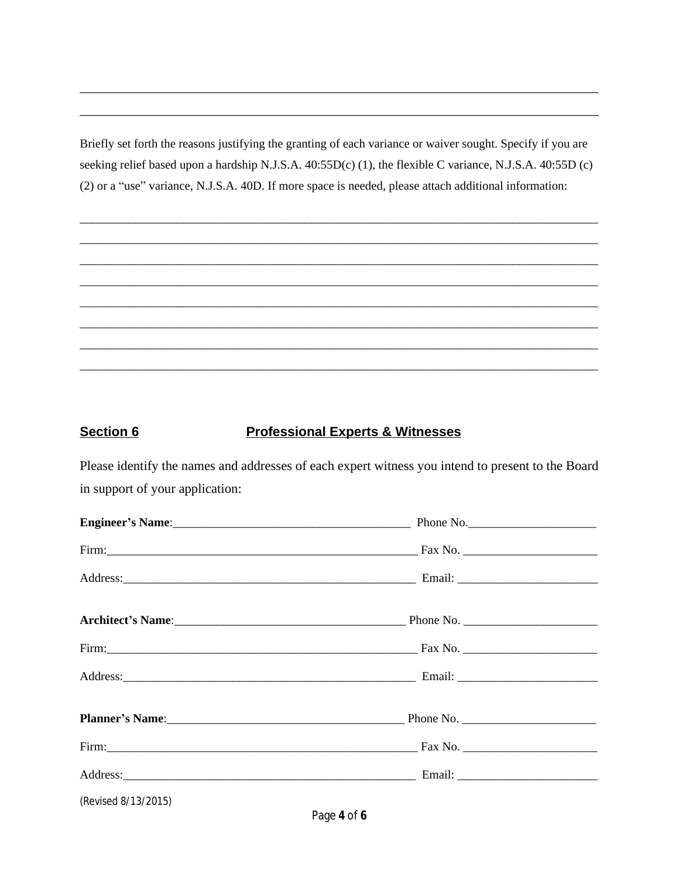\_\_\_\_\_\_\_\_\_\_\_\_\_\_\_\_\_\_\_\_\_\_\_\_\_\_\_\_\_\_\_\_\_\_\_\_\_\_\_\_\_\_\_\_\_\_\_\_\_\_\_\_\_\_\_\_\_\_\_\_\_\_\_\_\_\_\_\_\_\_\_\_\_\_\_\_\_\_

\_\_\_\_\_\_\_\_\_\_\_\_\_\_\_\_\_\_\_\_\_\_\_\_\_\_\_\_\_\_\_\_\_\_\_\_\_\_\_\_\_\_\_\_\_\_\_\_\_\_\_\_\_\_\_\_\_\_\_\_\_\_\_\_\_\_\_\_\_\_\_\_\_\_\_\_\_\_

Briefly set forth the reasons justifying the granting of each variance or waiver sought. Specify if you are seeking relief based upon a hardship N.J.S.A. 40:55D(c) (1), the flexible C variance, N.J.S.A. 40:55D (c) (2) or a "use" variance, N.J.S.A. 40D. If more space is needed, please attach additional information:

\_\_\_\_\_\_\_\_\_\_\_\_\_\_\_\_\_\_\_\_\_\_\_\_\_\_\_\_\_\_\_\_\_\_\_\_\_\_\_\_\_\_\_\_\_\_\_\_\_\_\_\_\_\_\_\_\_\_\_\_\_\_\_\_\_\_\_\_\_\_\_\_\_\_\_\_\_\_

\_\_\_\_\_\_\_\_\_\_\_\_\_\_\_\_\_\_\_\_\_\_\_\_\_\_\_\_\_\_\_\_\_\_\_\_\_\_\_\_\_\_\_\_\_\_\_\_\_\_\_\_\_\_\_\_\_\_\_\_\_\_\_\_\_\_\_\_\_\_\_\_\_\_\_\_\_\_

\_\_\_\_\_\_\_\_\_\_\_\_\_\_\_\_\_\_\_\_\_\_\_\_\_\_\_\_\_\_\_\_\_\_\_\_\_\_\_\_\_\_\_\_\_\_\_\_\_\_\_\_\_\_\_\_\_\_\_\_\_\_\_\_\_\_\_\_\_\_\_\_\_\_\_\_\_\_

\_\_\_\_\_\_\_\_\_\_\_\_\_\_\_\_\_\_\_\_\_\_\_\_\_\_\_\_\_\_\_\_\_\_\_\_\_\_\_\_\_\_\_\_\_\_\_\_\_\_\_\_\_\_\_\_\_\_\_\_\_\_\_\_\_\_\_\_\_\_\_\_\_\_\_\_\_\_

\_\_\_\_\_\_\_\_\_\_\_\_\_\_\_\_\_\_\_\_\_\_\_\_\_\_\_\_\_\_\_\_\_\_\_\_\_\_\_\_\_\_\_\_\_\_\_\_\_\_\_\_\_\_\_\_\_\_\_\_\_\_\_\_\_\_\_\_\_\_\_\_\_\_\_\_\_\_

\_\_\_\_\_\_\_\_\_\_\_\_\_\_\_\_\_\_\_\_\_\_\_\_\_\_\_\_\_\_\_\_\_\_\_\_\_\_\_\_\_\_\_\_\_\_\_\_\_\_\_\_\_\_\_\_\_\_\_\_\_\_\_\_\_\_\_\_\_\_\_\_\_\_\_\_\_\_

\_\_\_\_\_\_\_\_\_\_\_\_\_\_\_\_\_\_\_\_\_\_\_\_\_\_\_\_\_\_\_\_\_\_\_\_\_\_\_\_\_\_\_\_\_\_\_\_\_\_\_\_\_\_\_\_\_\_\_\_\_\_\_\_\_\_\_\_\_\_\_\_\_\_\_\_\_\_

\_\_\_\_\_\_\_\_\_\_\_\_\_\_\_\_\_\_\_\_\_\_\_\_\_\_\_\_\_\_\_\_\_\_\_\_\_\_\_\_\_\_\_\_\_\_\_\_\_\_\_\_\_\_\_\_\_\_\_\_\_\_\_\_\_\_\_\_\_\_\_\_\_\_\_\_\_\_

## Section 6 Professional Experts & Witnesses

Please identify the names and addresses of each expert witness you intend to present to the Board in support of your application:

**Engineer's Name**:\_\_\_\_\_\_\_\_\_\_\_\_\_\_\_\_\_\_\_\_\_\_\_\_\_\_\_\_\_\_\_\_\_\_\_\_\_\_\_\_ Phone No.\_\_\_\_\_\_\_\_\_\_\_\_\_\_\_\_\_\_\_\_\_\_

Firm:\_\_\_\_\_\_\_\_\_\_\_\_\_\_\_\_\_\_\_\_\_\_\_\_\_\_\_\_\_\_\_\_\_\_\_\_\_\_\_\_\_\_\_\_\_\_\_\_\_\_\_ Fax No. \_\_\_\_\_\_\_\_\_\_\_\_\_\_\_\_\_\_\_\_\_\_

Address:\_\_\_\_\_\_\_\_\_\_\_\_\_\_\_\_\_\_\_\_\_\_\_\_\_\_\_\_\_\_\_\_\_\_\_\_\_\_\_\_\_\_\_\_\_\_\_\_\_\_ Email: \_\_\_\_\_\_\_\_\_\_\_\_\_\_\_\_\_\_\_\_\_\_\_

**Architect's Name**:\_\_\_\_\_\_\_\_\_\_\_\_\_\_\_\_\_\_\_\_\_\_\_\_\_\_\_\_\_\_\_\_\_\_\_\_\_\_\_\_ Phone No. \_\_\_\_\_\_\_\_\_\_\_\_\_\_\_\_\_\_\_\_\_\_

Firm:\_\_\_\_\_\_\_\_\_\_\_\_\_\_\_\_\_\_\_\_\_\_\_\_\_\_\_\_\_\_\_\_\_\_\_\_\_\_\_\_\_\_\_\_\_\_\_\_\_\_\_ Fax No. \_\_\_\_\_\_\_\_\_\_\_\_\_\_\_\_\_\_\_\_\_\_

Address:\_\_\_\_\_\_\_\_\_\_\_\_\_\_\_\_\_\_\_\_\_\_\_\_\_\_\_\_\_\_\_\_\_\_\_\_\_\_\_\_\_\_\_\_\_\_\_\_\_\_ Email: \_\_\_\_\_\_\_\_\_\_\_\_\_\_\_\_\_\_\_\_\_\_\_

**Planner's Name**:\_\_\_\_\_\_\_\_\_\_\_\_\_\_\_\_\_\_\_\_\_\_\_\_\_\_\_\_\_\_\_\_\_\_\_\_\_\_\_\_ Phone No. \_\_\_\_\_\_\_\_\_\_\_\_\_\_\_\_\_\_\_\_\_\_

Firm:\_\_\_\_\_\_\_\_\_\_\_\_\_\_\_\_\_\_\_\_\_\_\_\_\_\_\_\_\_\_\_\_\_\_\_\_\_\_\_\_\_\_\_\_\_\_\_\_\_\_\_ Fax No. \_\_\_\_\_\_\_\_\_\_\_\_\_\_\_\_\_\_\_\_\_\_

Address:\_\_\_\_\_\_\_\_\_\_\_\_\_\_\_\_\_\_\_\_\_\_\_\_\_\_\_\_\_\_\_\_\_\_\_\_\_\_\_\_\_\_\_\_\_\_\_\_\_\_ Email: \_\_\_\_\_\_\_\_\_\_\_\_\_\_\_\_\_\_\_\_\_\_\_

(Revised 8/13/2015)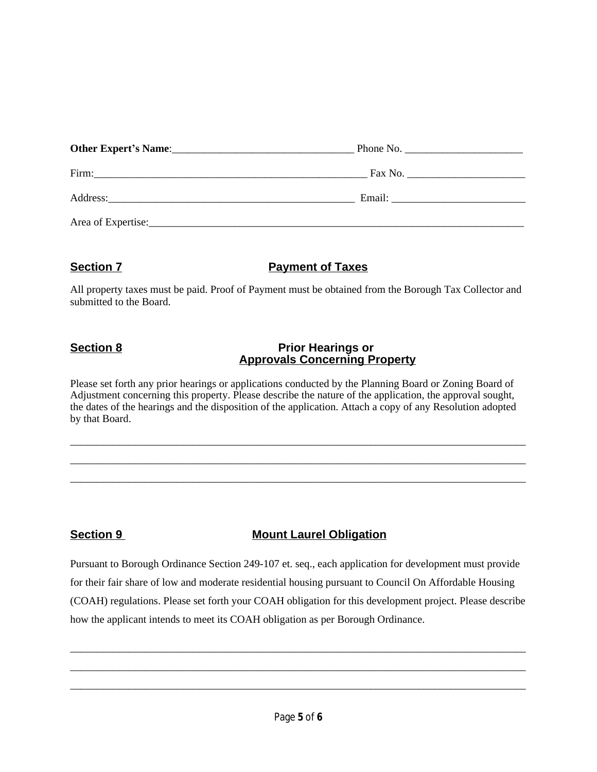**Other Expert's Name**:___________________________________ Phone No. ______________________

Firm:_____________________________________________________ Fax No. ______________________

Address:_______________________________________________ Email: _________________________

Area of Expertise:___________________________________________________________________________

## Section 7 Payment of Taxes

All property taxes must be paid. Proof of Payment must be obtained from the Borough Tax Collector and submitted to the Board.

## Section 8 Prior Hearings or Approvals Concerning Property

Please set forth any prior hearings or applications conducted by the Planning Board or Zoning Board of Adjustment concerning this property. Please describe the nature of the application, the approval sought, the dates of the hearings and the disposition of the application. Attach a copy of any Resolution adopted by that Board.

_____________________________________________________________________________________

_____________________________________________________________________________________

_____________________________________________________________________________________

## Section 9 Mount Laurel Obligation

Pursuant to Borough Ordinance Section 249-107 et. seq., each application for development must provide for their fair share of low and moderate residential housing pursuant to Council On Affordable Housing (COAH) regulations. Please set forth your COAH obligation for this development project. Please describe how the applicant intends to meet its COAH obligation as per Borough Ordinance.

_____________________________________________________________________________________

_____________________________________________________________________________________

_____________________________________________________________________________________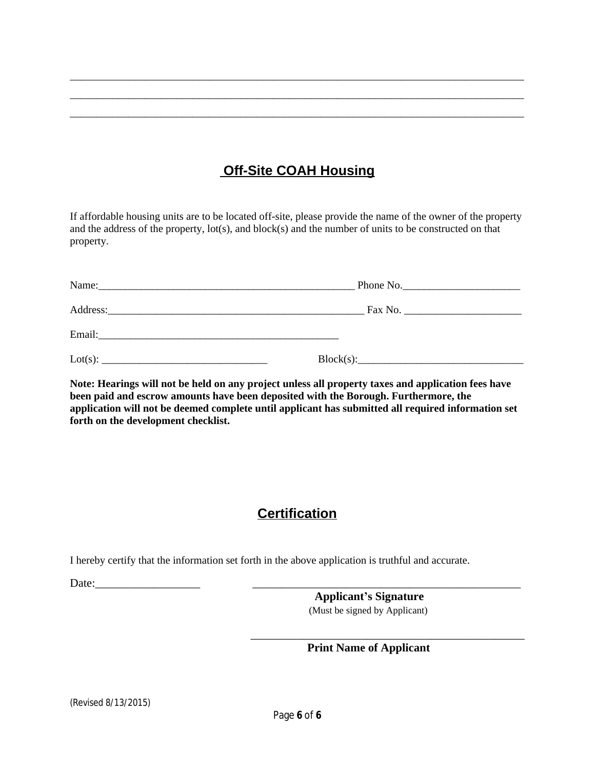\_\_\_\_\_\_\_\_\_\_\_\_\_\_\_\_\_\_\_\_\_\_\_\_\_\_\_\_\_\_\_\_\_\_\_\_\_\_\_\_\_\_\_\_\_\_\_\_\_\_\_\_\_\_\_\_\_\_\_\_\_\_\_\_\_\_\_\_\_\_\_\_\_\_\_\_\_\_

\_\_\_\_\_\_\_\_\_\_\_\_\_\_\_\_\_\_\_\_\_\_\_\_\_\_\_\_\_\_\_\_\_\_\_\_\_\_\_\_\_\_\_\_\_\_\_\_\_\_\_\_\_\_\_\_\_\_\_\_\_\_\_\_\_\_\_\_\_\_\_\_\_\_\_\_\_\_

\_\_\_\_\_\_\_\_\_\_\_\_\_\_\_\_\_\_\_\_\_\_\_\_\_\_\_\_\_\_\_\_\_\_\_\_\_\_\_\_\_\_\_\_\_\_\_\_\_\_\_\_\_\_\_\_\_\_\_\_\_\_\_\_\_\_\_\_\_\_\_\_\_\_\_\_\_\_

## Off-Site COAH Housing

If affordable housing units are to be located off-site, please provide the name of the owner of the property and the address of the property, lot(s), and block(s) and the number of units to be constructed on that property.

Name:\_\_\_\_\_\_\_\_\_\_\_\_\_\_\_\_\_\_\_\_\_\_\_\_\_\_\_\_\_\_\_\_\_\_\_\_\_\_\_\_\_\_\_\_\_\_\_\_\_\_ Phone No.\_\_\_\_\_\_\_\_\_\_\_\_\_\_\_\_\_\_\_\_\_\_

Address:\_\_\_\_\_\_\_\_\_\_\_\_\_\_\_\_\_\_\_\_\_\_\_\_\_\_\_\_\_\_\_\_\_\_\_\_\_\_\_\_\_\_\_\_\_\_\_\_\_\_ Fax No. \_\_\_\_\_\_\_\_\_\_\_\_\_\_\_\_\_\_\_\_\_\_

Email:\_\_\_\_\_\_\_\_\_\_\_\_\_\_\_\_\_\_\_\_\_\_\_\_\_\_\_\_\_\_\_\_\_\_\_\_\_\_\_\_\_\_\_\_\_\_\_

Lot(s): \_\_\_\_\_\_\_\_\_\_\_\_\_\_\_\_\_\_\_\_\_\_\_\_\_\_\_\_\_\_\_ Block(s):\_\_\_\_\_\_\_\_\_\_\_\_\_\_\_\_\_\_\_\_\_\_\_\_\_\_\_\_\_\_\_

**Note: Hearings will not be held on any project unless all property taxes and application fees have been paid and escrow amounts have been deposited with the Borough. Furthermore, the application will not be deemed complete until applicant has submitted all required information set forth on the development checklist.**

## Certification

I hereby certify that the information set forth in the above application is truthful and accurate.

Date:\_\_\_\_\_\_\_\_\_\_\_\_\_\_\_\_\_\_\_ \_\_\_\_\_\_\_\_\_\_\_\_\_\_\_\_\_\_\_\_\_\_\_\_\_\_\_\_\_\_\_\_\_\_\_\_\_\_\_\_\_\_\_\_\_\_\_\_

**Applicant's Signature**
(Must be signed by Applicant)

\_\_\_\_\_\_\_\_\_\_\_\_\_\_\_\_\_\_\_\_\_\_\_\_\_\_\_\_\_\_\_\_\_\_\_\_\_\_\_\_\_\_\_\_\_\_\_\_

**Print Name of Applicant**

(Revised 8/13/2015)